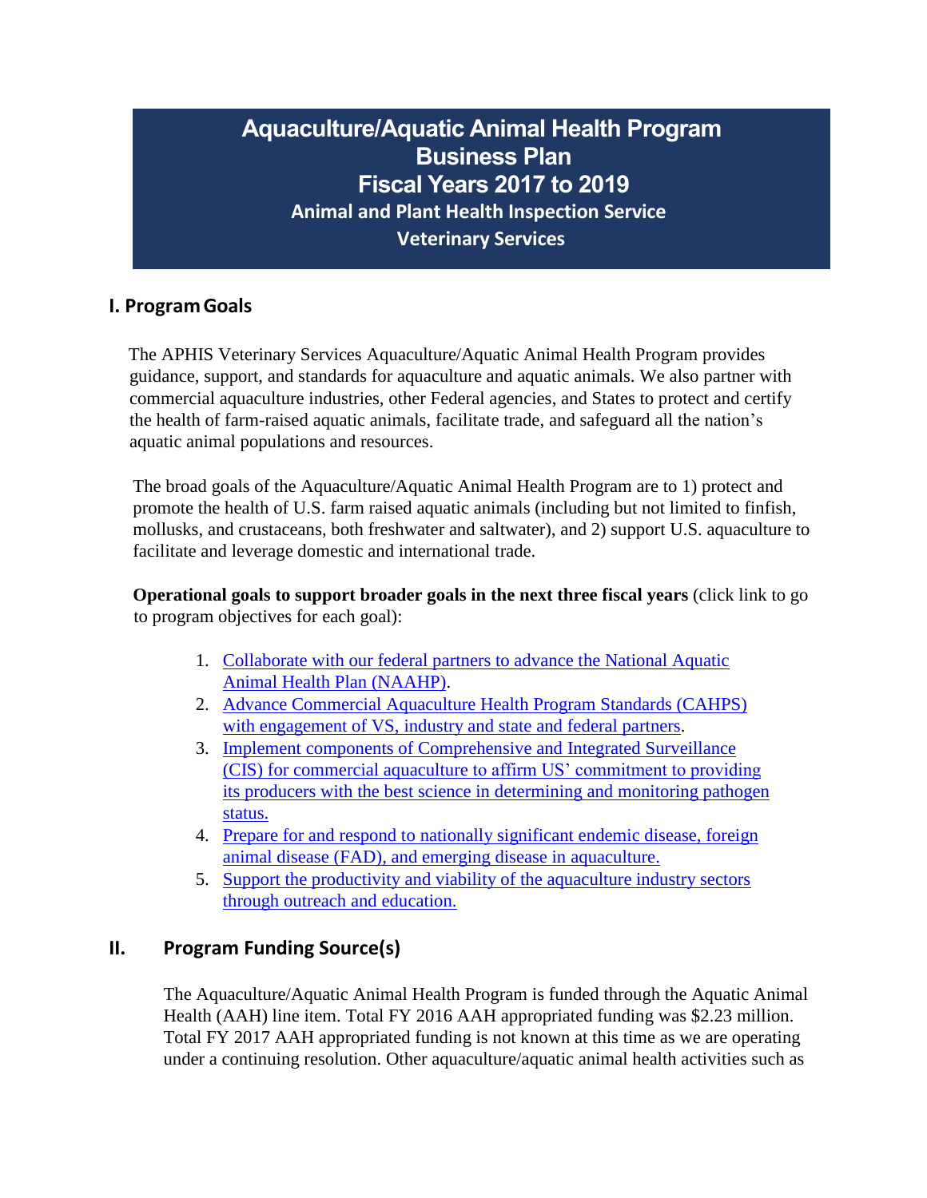# Aquaculture/Aquatic Animal Health Program Business Plan Fiscal Years 2017 to 2019

**Animal and Plant Health Inspection Service**

**Veterinary Services**

## I. Program Goals

The APHIS Veterinary Services Aquaculture/Aquatic Animal Health Program provides guidance, support, and standards for aquaculture and aquatic animals. We also partner with commercial aquaculture industries, other Federal agencies, and States to protect and certify the health of farm-raised aquatic animals, facilitate trade, and safeguard all the nation's aquatic animal populations and resources.

The broad goals of the Aquaculture/Aquatic Animal Health Program are to 1) protect and promote the health of U.S. farm raised aquatic animals (including but not limited to finfish, mollusks, and crustaceans, both freshwater and saltwater), and 2) support U.S. aquaculture to facilitate and leverage domestic and international trade.

**Operational goals to support broader goals in the next three fiscal years** (click link to go to program objectives for each goal):

1. Collaborate with our federal partners to advance the National Aquatic Animal Health Plan (NAAHP).
2. Advance Commercial Aquaculture Health Program Standards (CAHPS) with engagement of VS, industry and state and federal partners.
3. Implement components of Comprehensive and Integrated Surveillance (CIS) for commercial aquaculture to affirm US' commitment to providing its producers with the best science in determining and monitoring pathogen status.
4. Prepare for and respond to nationally significant endemic disease, foreign animal disease (FAD), and emerging disease in aquaculture.
5. Support the productivity and viability of the aquaculture industry sectors through outreach and education.

## II. Program Funding Source(s)

The Aquaculture/Aquatic Animal Health Program is funded through the Aquatic Animal Health (AAH) line item. Total FY 2016 AAH appropriated funding was $2.23 million. Total FY 2017 AAH appropriated funding is not known at this time as we are operating under a continuing resolution. Other aquaculture/aquatic animal health activities such as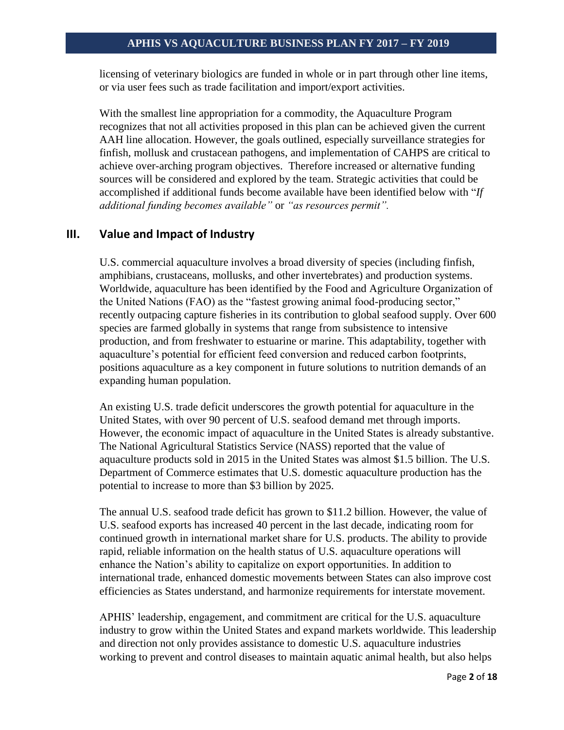licensing of veterinary biologics are funded in whole or in part through other line items, or via user fees such as trade facilitation and import/export activities.

With the smallest line appropriation for a commodity, the Aquaculture Program recognizes that not all activities proposed in this plan can be achieved given the current AAH line allocation. However, the goals outlined, especially surveillance strategies for finfish, mollusk and crustacean pathogens, and implementation of CAHPS are critical to achieve over-arching program objectives. Therefore increased or alternative funding sources will be considered and explored by the team. Strategic activities that could be accomplished if additional funds become available have been identified below with "*If additional funding becomes available"* or *"as resources permit".*

## III. Value and Impact of Industry

U.S. commercial aquaculture involves a broad diversity of species (including finfish, amphibians, crustaceans, mollusks, and other invertebrates) and production systems. Worldwide, aquaculture has been identified by the Food and Agriculture Organization of the United Nations (FAO) as the "fastest growing animal food-producing sector," recently outpacing capture fisheries in its contribution to global seafood supply. Over 600 species are farmed globally in systems that range from subsistence to intensive production, and from freshwater to estuarine or marine. This adaptability, together with aquaculture's potential for efficient feed conversion and reduced carbon footprints, positions aquaculture as a key component in future solutions to nutrition demands of an expanding human population.

An existing U.S. trade deficit underscores the growth potential for aquaculture in the United States, with over 90 percent of U.S. seafood demand met through imports. However, the economic impact of aquaculture in the United States is already substantive. The National Agricultural Statistics Service (NASS) reported that the value of aquaculture products sold in 2015 in the United States was almost $1.5 billion. The U.S. Department of Commerce estimates that U.S. domestic aquaculture production has the potential to increase to more than $3 billion by 2025.

The annual U.S. seafood trade deficit has grown to $11.2 billion. However, the value of U.S. seafood exports has increased 40 percent in the last decade, indicating room for continued growth in international market share for U.S. products. The ability to provide rapid, reliable information on the health status of U.S. aquaculture operations will enhance the Nation's ability to capitalize on export opportunities. In addition to international trade, enhanced domestic movements between States can also improve cost efficiencies as States understand, and harmonize requirements for interstate movement.

APHIS' leadership, engagement, and commitment are critical for the U.S. aquaculture industry to grow within the United States and expand markets worldwide. This leadership and direction not only provides assistance to domestic U.S. aquaculture industries working to prevent and control diseases to maintain aquatic animal health, but also helps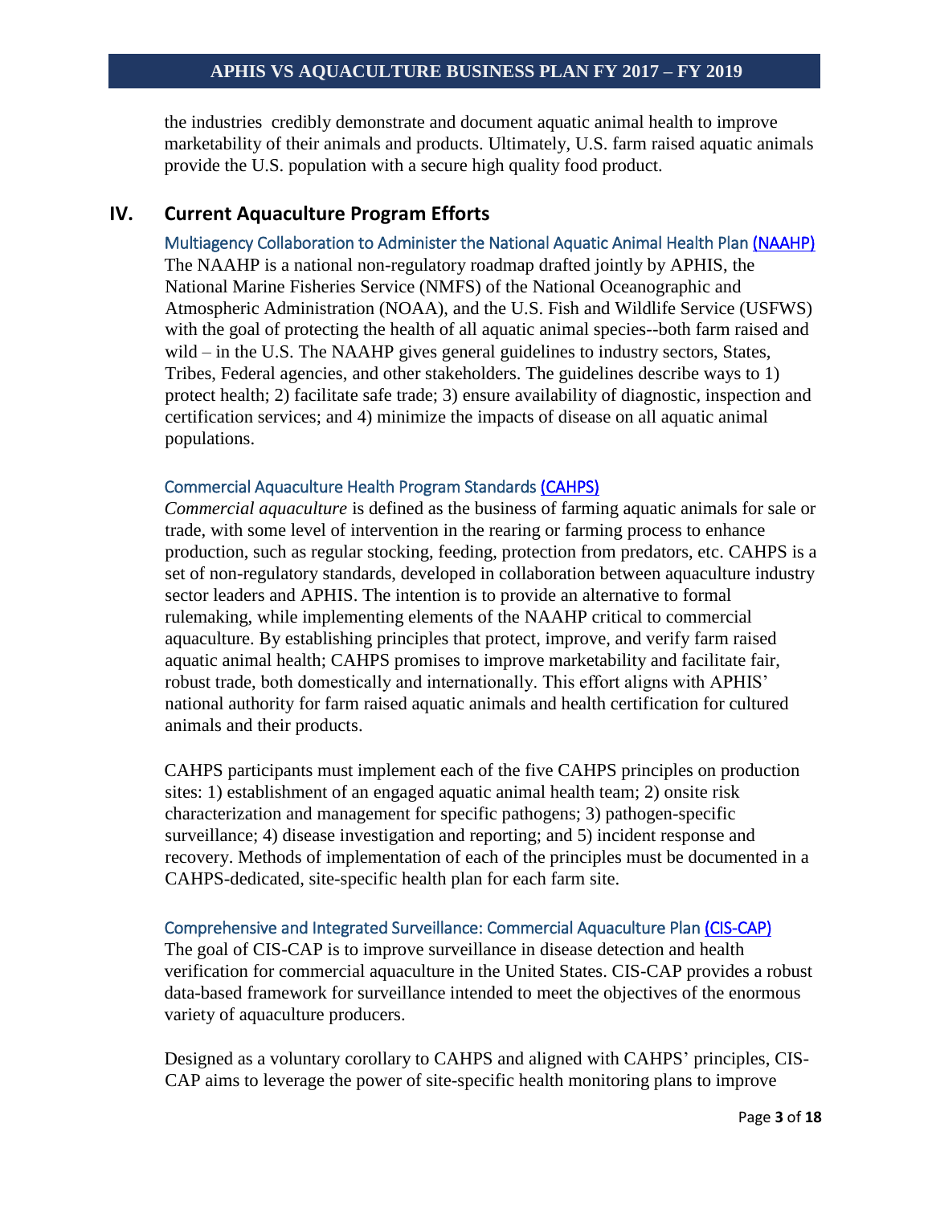the industries  credibly demonstrate and document aquatic animal health to improve marketability of their animals and products. Ultimately, U.S. farm raised aquatic animals provide the U.S. population with a secure high quality food product.

## IV. Current Aquaculture Program Efforts

### Multiagency Collaboration to Administer the National Aquatic Animal Health Plan (NAAHP)

The NAAHP is a national non-regulatory roadmap drafted jointly by APHIS, the National Marine Fisheries Service (NMFS) of the National Oceanographic and Atmospheric Administration (NOAA), and the U.S. Fish and Wildlife Service (USFWS) with the goal of protecting the health of all aquatic animal species--both farm raised and wild – in the U.S. The NAAHP gives general guidelines to industry sectors, States, Tribes, Federal agencies, and other stakeholders. The guidelines describe ways to 1) protect health; 2) facilitate safe trade; 3) ensure availability of diagnostic, inspection and certification services; and 4) minimize the impacts of disease on all aquatic animal populations.

### Commercial Aquaculture Health Program Standards (CAHPS)

*Commercial aquaculture* is defined as the business of farming aquatic animals for sale or trade, with some level of intervention in the rearing or farming process to enhance production, such as regular stocking, feeding, protection from predators, etc. CAHPS is a set of non-regulatory standards, developed in collaboration between aquaculture industry sector leaders and APHIS. The intention is to provide an alternative to formal rulemaking, while implementing elements of the NAAHP critical to commercial aquaculture. By establishing principles that protect, improve, and verify farm raised aquatic animal health; CAHPS promises to improve marketability and facilitate fair, robust trade, both domestically and internationally. This effort aligns with APHIS' national authority for farm raised aquatic animals and health certification for cultured animals and their products.

CAHPS participants must implement each of the five CAHPS principles on production sites: 1) establishment of an engaged aquatic animal health team; 2) onsite risk characterization and management for specific pathogens; 3) pathogen-specific surveillance; 4) disease investigation and reporting; and 5) incident response and recovery. Methods of implementation of each of the principles must be documented in a CAHPS-dedicated, site-specific health plan for each farm site.

### Comprehensive and Integrated Surveillance: Commercial Aquaculture Plan (CIS-CAP)

The goal of CIS-CAP is to improve surveillance in disease detection and health verification for commercial aquaculture in the United States. CIS-CAP provides a robust data-based framework for surveillance intended to meet the objectives of the enormous variety of aquaculture producers.

Designed as a voluntary corollary to CAHPS and aligned with CAHPS' principles, CIS-CAP aims to leverage the power of site-specific health monitoring plans to improve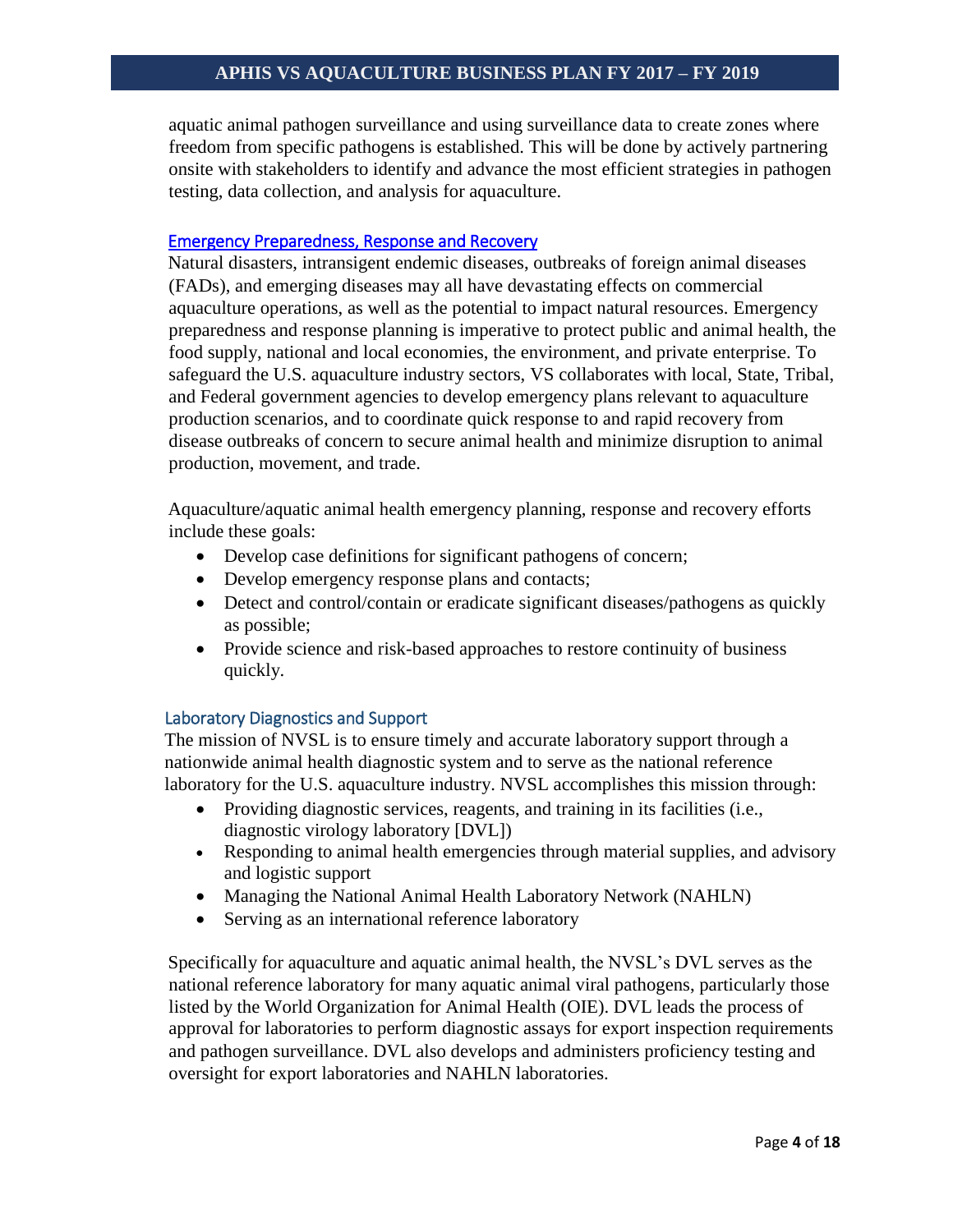aquatic animal pathogen surveillance and using surveillance data to create zones where freedom from specific pathogens is established. This will be done by actively partnering onsite with stakeholders to identify and advance the most efficient strategies in pathogen testing, data collection, and analysis for aquaculture.

### Emergency Preparedness, Response and Recovery

Natural disasters, intransigent endemic diseases, outbreaks of foreign animal diseases (FADs), and emerging diseases may all have devastating effects on commercial aquaculture operations, as well as the potential to impact natural resources. Emergency preparedness and response planning is imperative to protect public and animal health, the food supply, national and local economies, the environment, and private enterprise. To safeguard the U.S. aquaculture industry sectors, VS collaborates with local, State, Tribal, and Federal government agencies to develop emergency plans relevant to aquaculture production scenarios, and to coordinate quick response to and rapid recovery from disease outbreaks of concern to secure animal health and minimize disruption to animal production, movement, and trade.

Aquaculture/aquatic animal health emergency planning, response and recovery efforts include these goals:

- Develop case definitions for significant pathogens of concern;
- Develop emergency response plans and contacts;
- Detect and control/contain or eradicate significant diseases/pathogens as quickly as possible;
- Provide science and risk-based approaches to restore continuity of business quickly.

### Laboratory Diagnostics and Support

The mission of NVSL is to ensure timely and accurate laboratory support through a nationwide animal health diagnostic system and to serve as the national reference laboratory for the U.S. aquaculture industry. NVSL accomplishes this mission through:

- Providing diagnostic services, reagents, and training in its facilities (i.e., diagnostic virology laboratory [DVL])
- Responding to animal health emergencies through material supplies, and advisory and logistic support
- Managing the National Animal Health Laboratory Network (NAHLN)
- Serving as an international reference laboratory

Specifically for aquaculture and aquatic animal health, the NVSL's DVL serves as the national reference laboratory for many aquatic animal viral pathogens, particularly those listed by the World Organization for Animal Health (OIE). DVL leads the process of approval for laboratories to perform diagnostic assays for export inspection requirements and pathogen surveillance. DVL also develops and administers proficiency testing and oversight for export laboratories and NAHLN laboratories.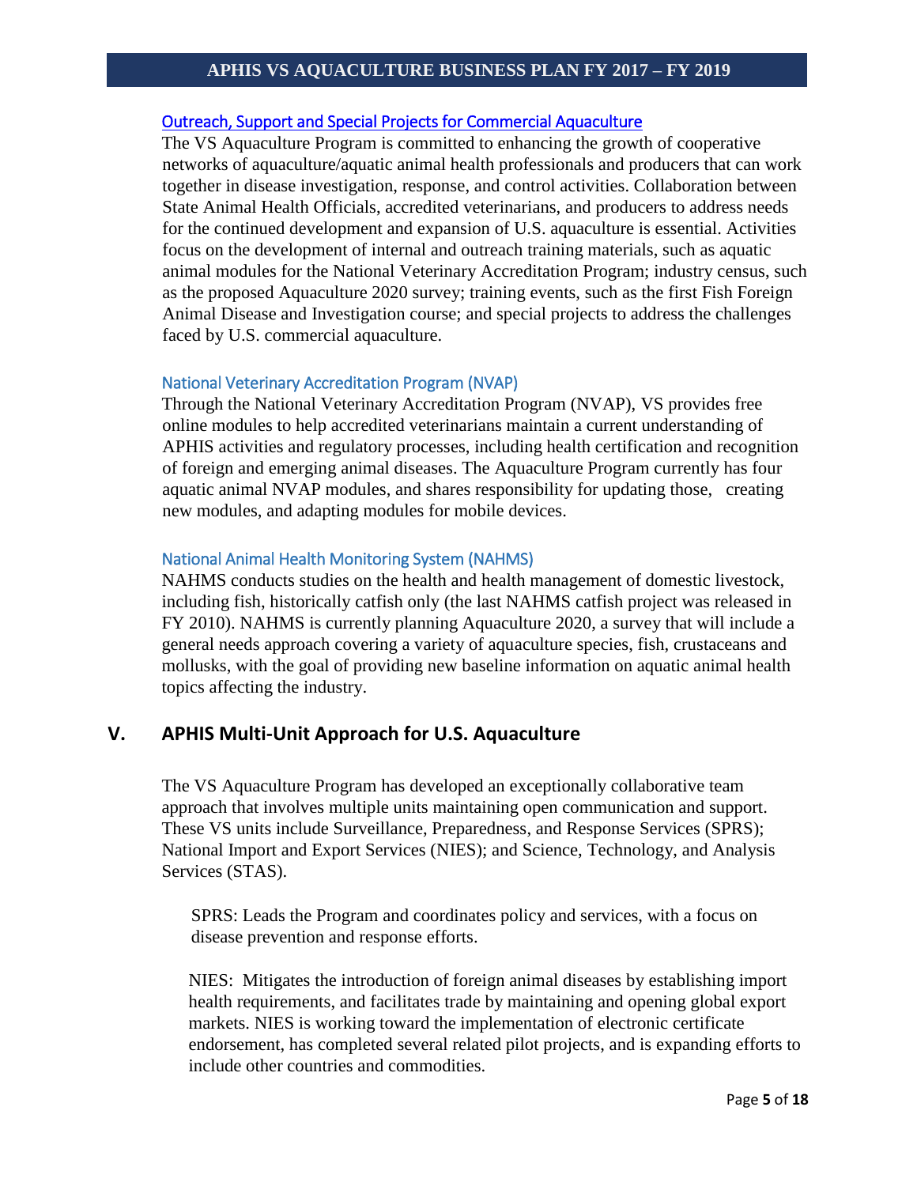### Outreach, Support and Special Projects for Commercial Aquaculture

The VS Aquaculture Program is committed to enhancing the growth of cooperative networks of aquaculture/aquatic animal health professionals and producers that can work together in disease investigation, response, and control activities. Collaboration between State Animal Health Officials, accredited veterinarians, and producers to address needs for the continued development and expansion of U.S. aquaculture is essential. Activities focus on the development of internal and outreach training materials, such as aquatic animal modules for the National Veterinary Accreditation Program; industry census, such as the proposed Aquaculture 2020 survey; training events, such as the first Fish Foreign Animal Disease and Investigation course; and special projects to address the challenges faced by U.S. commercial aquaculture.

#### National Veterinary Accreditation Program (NVAP)

Through the National Veterinary Accreditation Program (NVAP), VS provides free online modules to help accredited veterinarians maintain a current understanding of APHIS activities and regulatory processes, including health certification and recognition of foreign and emerging animal diseases. The Aquaculture Program currently has four aquatic animal NVAP modules, and shares responsibility for updating those, creating new modules, and adapting modules for mobile devices.

#### National Animal Health Monitoring System (NAHMS)

NAHMS conducts studies on the health and health management of domestic livestock, including fish, historically catfish only (the last NAHMS catfish project was released in FY 2010). NAHMS is currently planning Aquaculture 2020, a survey that will include a general needs approach covering a variety of aquaculture species, fish, crustaceans and mollusks, with the goal of providing new baseline information on aquatic animal health topics affecting the industry.

## V. APHIS Multi-Unit Approach for U.S. Aquaculture

The VS Aquaculture Program has developed an exceptionally collaborative team approach that involves multiple units maintaining open communication and support. These VS units include Surveillance, Preparedness, and Response Services (SPRS); National Import and Export Services (NIES); and Science, Technology, and Analysis Services (STAS).

SPRS: Leads the Program and coordinates policy and services, with a focus on disease prevention and response efforts.

NIES: Mitigates the introduction of foreign animal diseases by establishing import health requirements, and facilitates trade by maintaining and opening global export markets. NIES is working toward the implementation of electronic certificate endorsement, has completed several related pilot projects, and is expanding efforts to include other countries and commodities.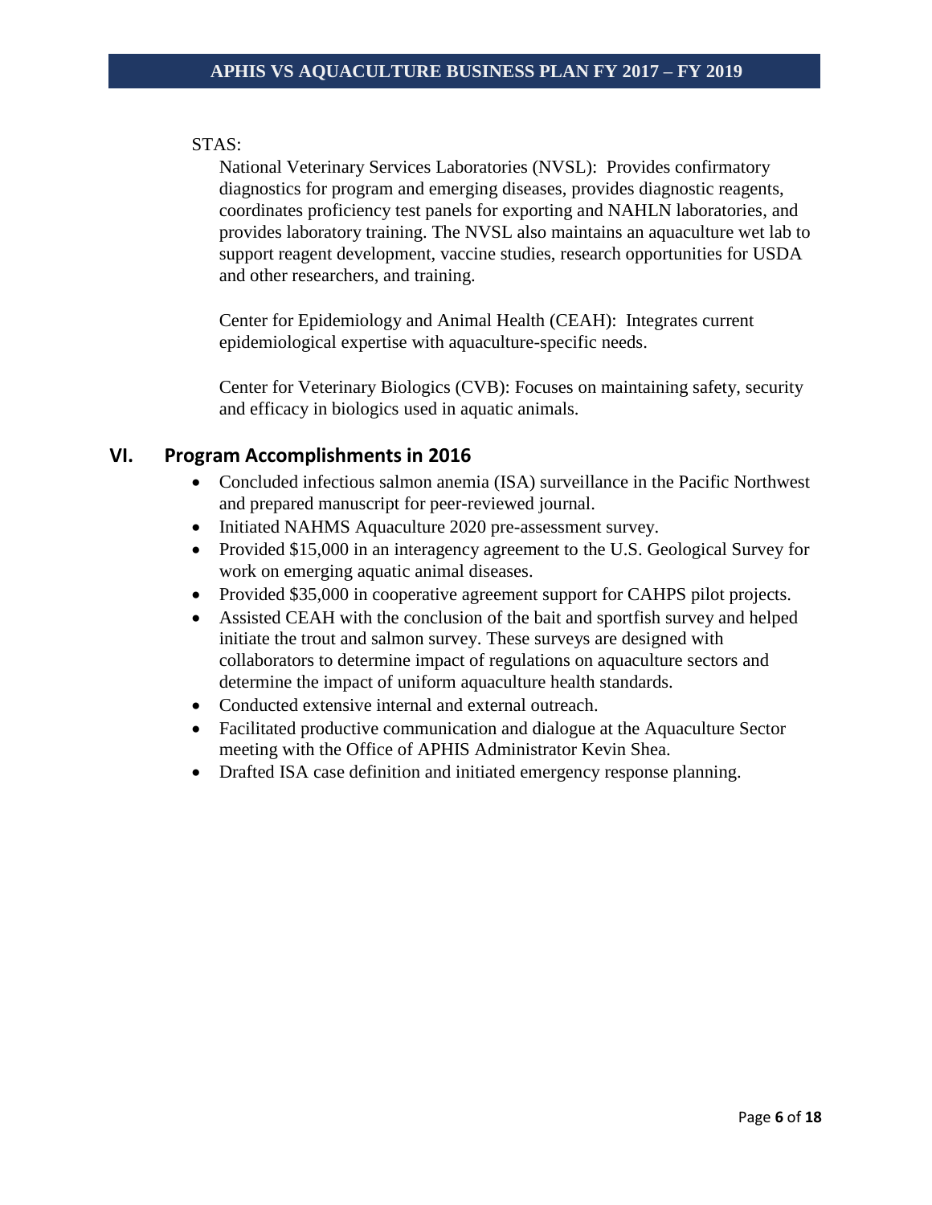STAS:

National Veterinary Services Laboratories (NVSL): Provides confirmatory diagnostics for program and emerging diseases, provides diagnostic reagents, coordinates proficiency test panels for exporting and NAHLN laboratories, and provides laboratory training. The NVSL also maintains an aquaculture wet lab to support reagent development, vaccine studies, research opportunities for USDA and other researchers, and training.

Center for Epidemiology and Animal Health (CEAH): Integrates current epidemiological expertise with aquaculture-specific needs.

Center for Veterinary Biologics (CVB): Focuses on maintaining safety, security and efficacy in biologics used in aquatic animals.

## VI. Program Accomplishments in 2016

- Concluded infectious salmon anemia (ISA) surveillance in the Pacific Northwest and prepared manuscript for peer-reviewed journal.
- Initiated NAHMS Aquaculture 2020 pre-assessment survey.
- Provided $15,000 in an interagency agreement to the U.S. Geological Survey for work on emerging aquatic animal diseases.
- Provided $35,000 in cooperative agreement support for CAHPS pilot projects.
- Assisted CEAH with the conclusion of the bait and sportfish survey and helped initiate the trout and salmon survey. These surveys are designed with collaborators to determine impact of regulations on aquaculture sectors and determine the impact of uniform aquaculture health standards.
- Conducted extensive internal and external outreach.
- Facilitated productive communication and dialogue at the Aquaculture Sector meeting with the Office of APHIS Administrator Kevin Shea.
- Drafted ISA case definition and initiated emergency response planning.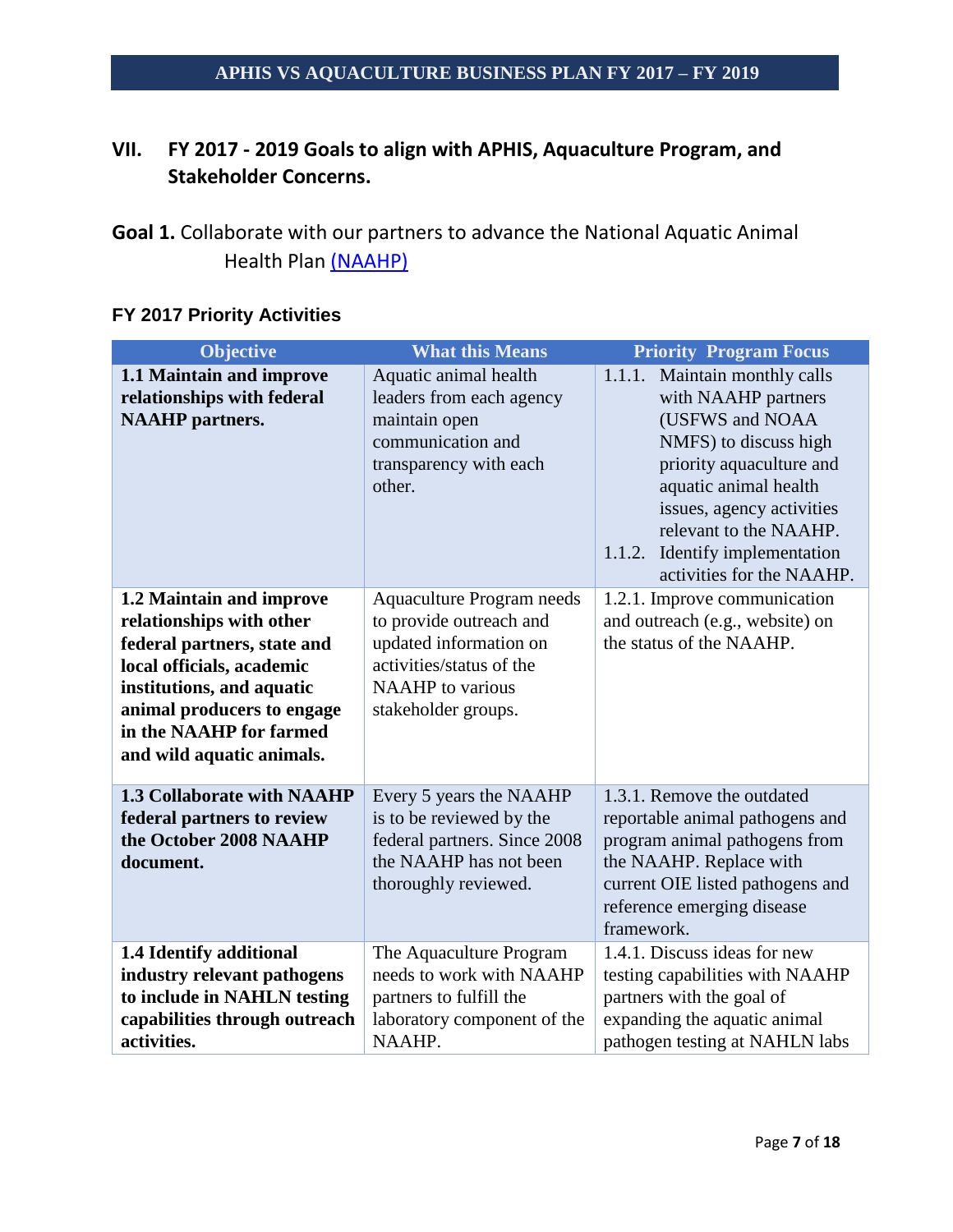## VII. FY 2017 - 2019 Goals to align with APHIS, Aquaculture Program, and Stakeholder Concerns.

**Goal 1.** Collaborate with our partners to advance the National Aquatic Animal Health Plan (NAAHP)

### FY 2017 Priority Activities

| Objective | What this Means | Priority Program Focus |
|---|---|---|
| **1.1 Maintain and improve relationships with federal NAAHP partners.** | Aquatic animal health leaders from each agency maintain open communication and transparency with each other. | 1.1.1. Maintain monthly calls with NAAHP partners (USFWS and NOAA NMFS) to discuss high priority aquaculture and aquatic animal health issues, agency activities relevant to the NAAHP.<br>1.1.2. Identify implementation activities for the NAAHP. |
| **1.2 Maintain and improve relationships with other federal partners, state and local officials, academic institutions, and aquatic animal producers to engage in the NAAHP for farmed and wild aquatic animals.** | Aquaculture Program needs to provide outreach and updated information on activities/status of the NAAHP to various stakeholder groups. | 1.2.1. Improve communication and outreach (e.g., website) on the status of the NAAHP. |
| **1.3 Collaborate with NAAHP federal partners to review the October 2008 NAAHP document.** | Every 5 years the NAAHP is to be reviewed by the federal partners. Since 2008 the NAAHP has not been thoroughly reviewed. | 1.3.1. Remove the outdated reportable animal pathogens and program animal pathogens from the NAAHP. Replace with current OIE listed pathogens and reference emerging disease framework. |
| **1.4 Identify additional industry relevant pathogens to include in NAHLN testing capabilities through outreach activities.** | The Aquaculture Program needs to work with NAAHP partners to fulfill the laboratory component of the NAAHP. | 1.4.1. Discuss ideas for new testing capabilities with NAAHP partners with the goal of expanding the aquatic animal pathogen testing at NAHLN labs |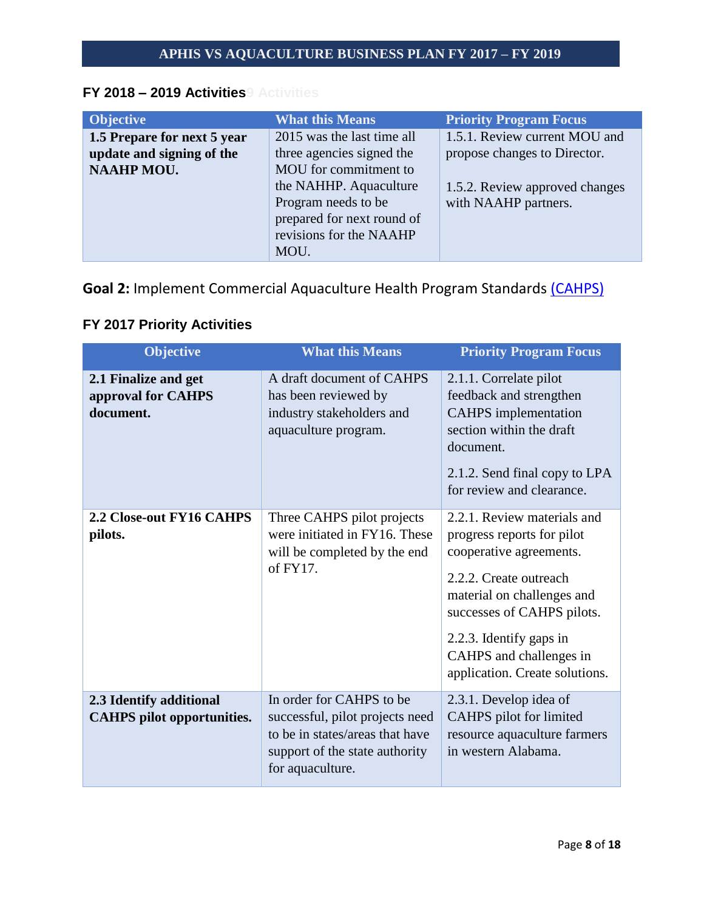### FY 2018 – 2019 Activities

| Objective | What this Means | Priority Program Focus |
| --- | --- | --- |
| **1.5 Prepare for next 5 year update and signing of the NAAHP MOU.** | 2015 was the last time all three agencies signed the MOU for commitment to the NAHHP. Aquaculture Program needs to be prepared for next round of revisions for the NAAHP MOU. | 1.5.1. Review current MOU and propose changes to Director.<br><br>1.5.2. Review approved changes with NAAHP partners. |

## **Goal 2:** Implement Commercial Aquaculture Health Program Standards (CAHPS)

### FY 2017 Priority Activities

| Objective | What this Means | Priority Program Focus |
| --- | --- | --- |
| **2.1 Finalize and get approval for CAHPS document.** | A draft document of CAHPS has been reviewed by industry stakeholders and aquaculture program. | 2.1.1. Correlate pilot feedback and strengthen CAHPS implementation section within the draft document.<br><br>2.1.2. Send final copy to LPA for review and clearance. |
| **2.2 Close-out FY16 CAHPS pilots.** | Three CAHPS pilot projects were initiated in FY16. These will be completed by the end of FY17. | 2.2.1. Review materials and progress reports for pilot cooperative agreements.<br><br>2.2.2. Create outreach material on challenges and successes of CAHPS pilots.<br><br>2.2.3. Identify gaps in CAHPS and challenges in application. Create solutions. |
| **2.3 Identify additional CAHPS pilot opportunities.** | In order for CAHPS to be successful, pilot projects need to be in states/areas that have support of the state authority for aquaculture. | 2.3.1. Develop idea of CAHPS pilot for limited resource aquaculture farmers in western Alabama. |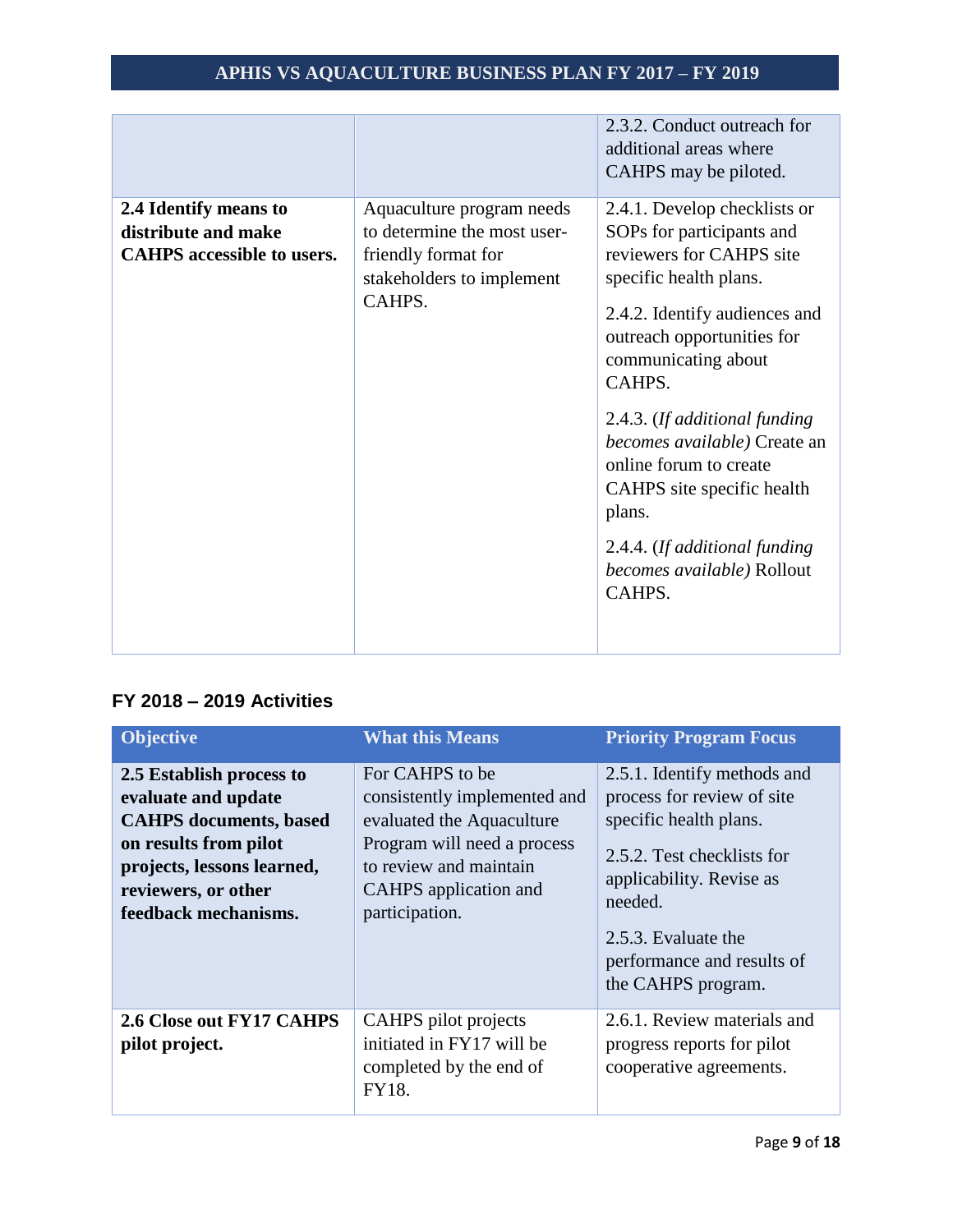| | | |
|---|---|---|
| | | 2.3.2. Conduct outreach for additional areas where CAHPS may be piloted. |
| **2.4 Identify means to distribute and make CAHPS accessible to users.** | Aquaculture program needs to determine the most user-friendly format for stakeholders to implement CAHPS. | 2.4.1. Develop checklists or SOPs for participants and reviewers for CAHPS site specific health plans.<br><br>2.4.2. Identify audiences and outreach opportunities for communicating about CAHPS.<br><br>2.4.3. (*If additional funding becomes available)* Create an online forum to create CAHPS site specific health plans.<br><br>2.4.4. (*If additional funding becomes available)* Rollout CAHPS. |

### FY 2018 – 2019 Activities

| Objective | What this Means | Priority Program Focus |
|---|---|---|
| **2.5 Establish process to evaluate and update CAHPS documents, based on results from pilot projects, lessons learned, reviewers, or other feedback mechanisms.** | For CAHPS to be consistently implemented and evaluated the Aquaculture Program will need a process to review and maintain CAHPS application and participation. | 2.5.1. Identify methods and process for review of site specific health plans.<br><br>2.5.2. Test checklists for applicability. Revise as needed.<br><br>2.5.3. Evaluate the performance and results of the CAHPS program. |
| **2.6 Close out FY17 CAHPS pilot project.** | CAHPS pilot projects initiated in FY17 will be completed by the end of FY18. | 2.6.1. Review materials and progress reports for pilot cooperative agreements. |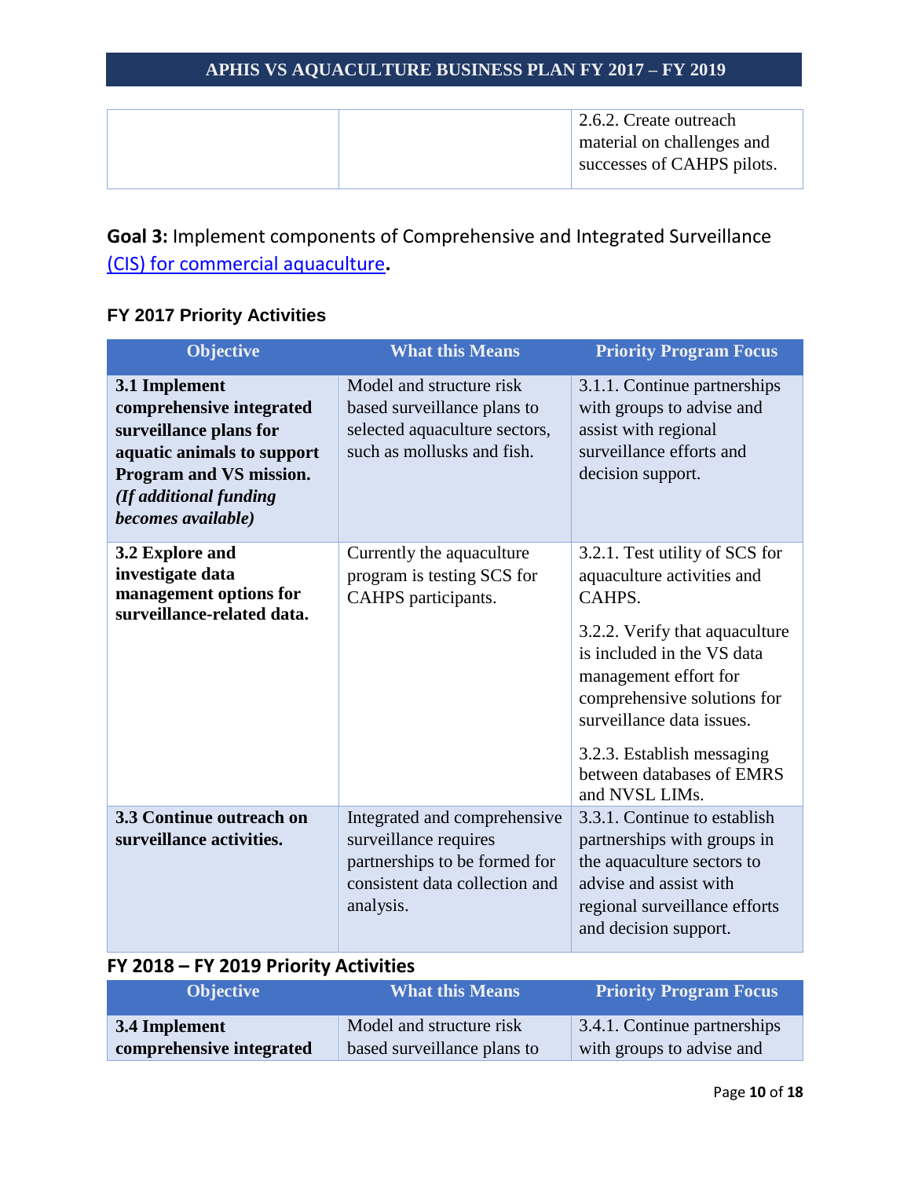| | | 2.6.2. Create outreach material on challenges and successes of CAHPS pilots. |
|---|---|---|

**Goal 3:** Implement components of Comprehensive and Integrated Surveillance (CIS) for commercial aquaculture.

### FY 2017 Priority Activities

| Objective | What this Means | Priority Program Focus |
|---|---|---|
| **3.1 Implement comprehensive integrated surveillance plans for aquatic animals to support Program and VS mission. *(If additional funding becomes available)*** | Model and structure risk based surveillance plans to selected aquaculture sectors, such as mollusks and fish. | 3.1.1. Continue partnerships with groups to advise and assist with regional surveillance efforts and decision support. |
| **3.2 Explore and investigate data management options for surveillance-related data.** | Currently the aquaculture program is testing SCS for CAHPS participants. | 3.2.1. Test utility of SCS for aquaculture activities and CAHPS.<br><br>3.2.2. Verify that aquaculture is included in the VS data management effort for comprehensive solutions for surveillance data issues.<br><br>3.2.3. Establish messaging between databases of EMRS and NVSL LIMs. |
| **3.3 Continue outreach on surveillance activities.** | Integrated and comprehensive surveillance requires partnerships to be formed for consistent data collection and analysis. | 3.3.1. Continue to establish partnerships with groups in the aquaculture sectors to advise and assist with regional surveillance efforts and decision support. |

### FY 2018 – FY 2019 Priority Activities

| Objective | What this Means | Priority Program Focus |
|---|---|---|
| **3.4 Implement comprehensive integrated** | Model and structure risk based surveillance plans to | 3.4.1. Continue partnerships with groups to advise and |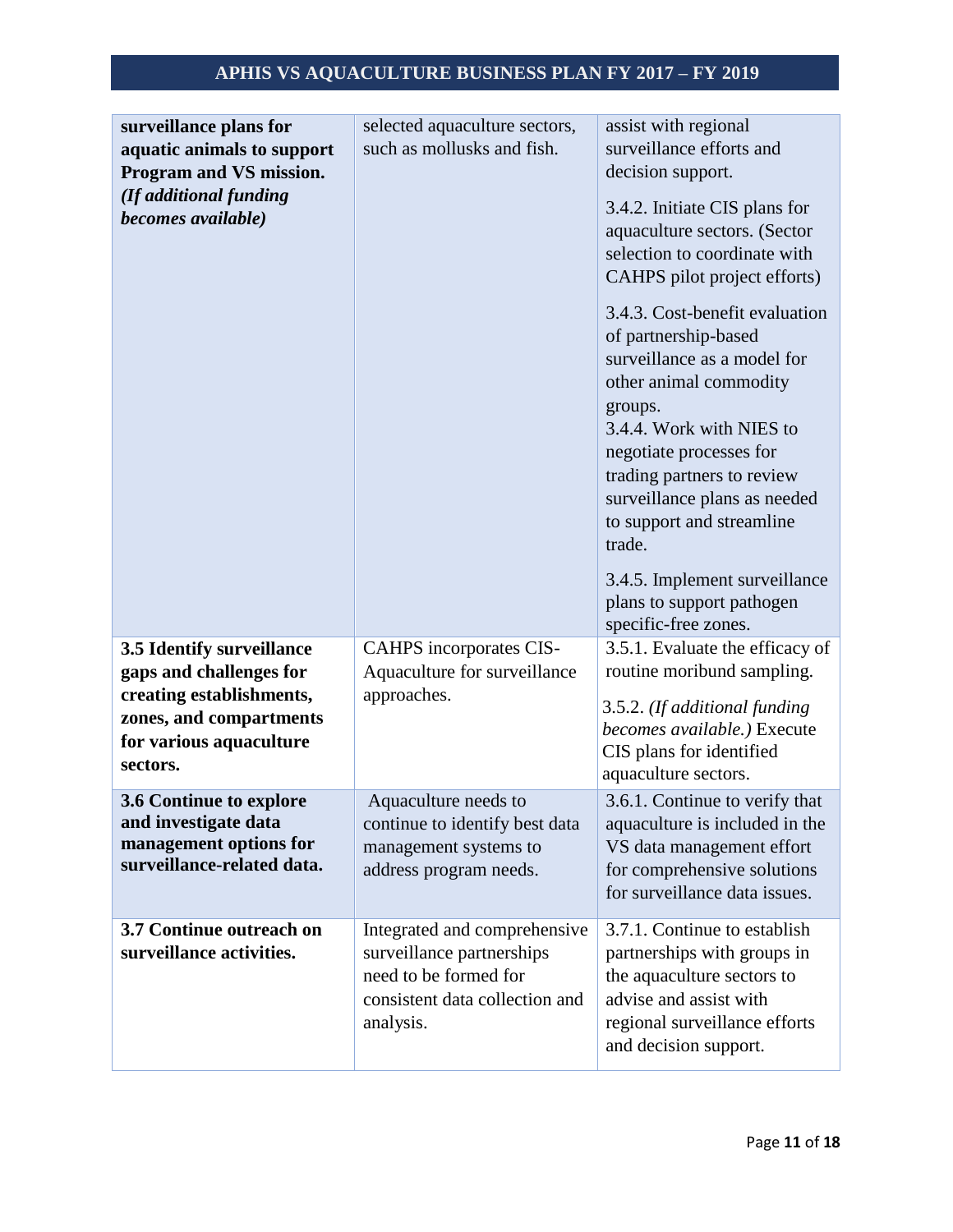| | | |
|---|---|---|
| **surveillance plans for aquatic animals to support Program and VS mission.** ***(If additional funding becomes available)*** | selected aquaculture sectors, such as mollusks and fish. | assist with regional surveillance efforts and decision support.<br><br>3.4.2. Initiate CIS plans for aquaculture sectors. (Sector selection to coordinate with CAHPS pilot project efforts)<br><br>3.4.3. Cost-benefit evaluation of partnership-based surveillance as a model for other animal commodity groups.<br>3.4.4. Work with NIES to negotiate processes for trading partners to review surveillance plans as needed to support and streamline trade.<br><br>3.4.5. Implement surveillance plans to support pathogen specific-free zones. |
| **3.5 Identify surveillance gaps and challenges for creating establishments, zones, and compartments for various aquaculture sectors.** | CAHPS incorporates CIS-Aquaculture for surveillance approaches. | 3.5.1. Evaluate the efficacy of routine moribund sampling.<br><br>3.5.2. *(If additional funding becomes available.)* Execute CIS plans for identified aquaculture sectors. |
| **3.6 Continue to explore and investigate data management options for surveillance-related data.** | Aquaculture needs to continue to identify best data management systems to address program needs. | 3.6.1. Continue to verify that aquaculture is included in the VS data management effort for comprehensive solutions for surveillance data issues. |
| **3.7 Continue outreach on surveillance activities.** | Integrated and comprehensive surveillance partnerships need to be formed for consistent data collection and analysis. | 3.7.1. Continue to establish partnerships with groups in the aquaculture sectors to advise and assist with regional surveillance efforts and decision support. |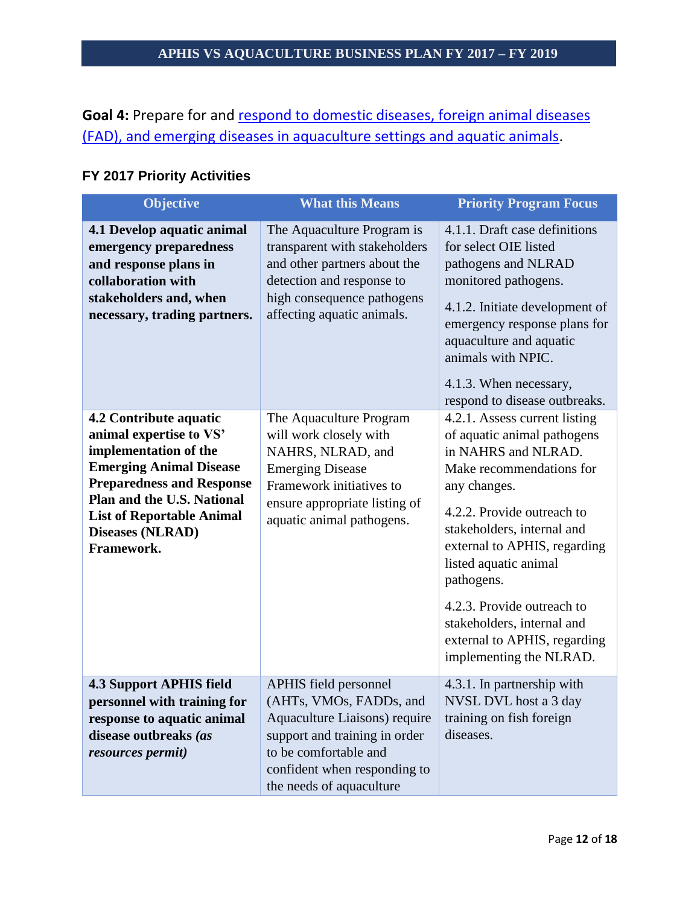**Goal 4:** Prepare for and respond to domestic diseases, foreign animal diseases (FAD), and emerging diseases in aquaculture settings and aquatic animals.

### FY 2017 Priority Activities

| Objective | What this Means | Priority Program Focus |
|---|---|---|
| **4.1 Develop aquatic animal emergency preparedness and response plans in collaboration with stakeholders and, when necessary, trading partners.** | The Aquaculture Program is transparent with stakeholders and other partners about the detection and response to high consequence pathogens affecting aquatic animals. | 4.1.1. Draft case definitions for select OIE listed pathogens and NLRAD monitored pathogens.<br><br>4.1.2. Initiate development of emergency response plans for aquaculture and aquatic animals with NPIC.<br><br>4.1.3. When necessary, respond to disease outbreaks. |
| **4.2 Contribute aquatic animal expertise to VS' implementation of the Emerging Animal Disease Preparedness and Response Plan and the U.S. National List of Reportable Animal Diseases (NLRAD) Framework.** | The Aquaculture Program will work closely with NAHRS, NLRAD, and Emerging Disease Framework initiatives to ensure appropriate listing of aquatic animal pathogens. | 4.2.1. Assess current listing of aquatic animal pathogens in NAHRS and NLRAD. Make recommendations for any changes.<br><br>4.2.2. Provide outreach to stakeholders, internal and external to APHIS, regarding listed aquatic animal pathogens.<br><br>4.2.3. Provide outreach to stakeholders, internal and external to APHIS, regarding implementing the NLRAD. |
| **4.3 Support APHIS field personnel with training for response to aquatic animal disease outbreaks *(as resources permit)*** | APHIS field personnel (AHTs, VMOs, FADDs, and Aquaculture Liaisons) require support and training in order to be comfortable and confident when responding to the needs of aquaculture | 4.3.1. In partnership with NVSL DVL host a 3 day training on fish foreign diseases. |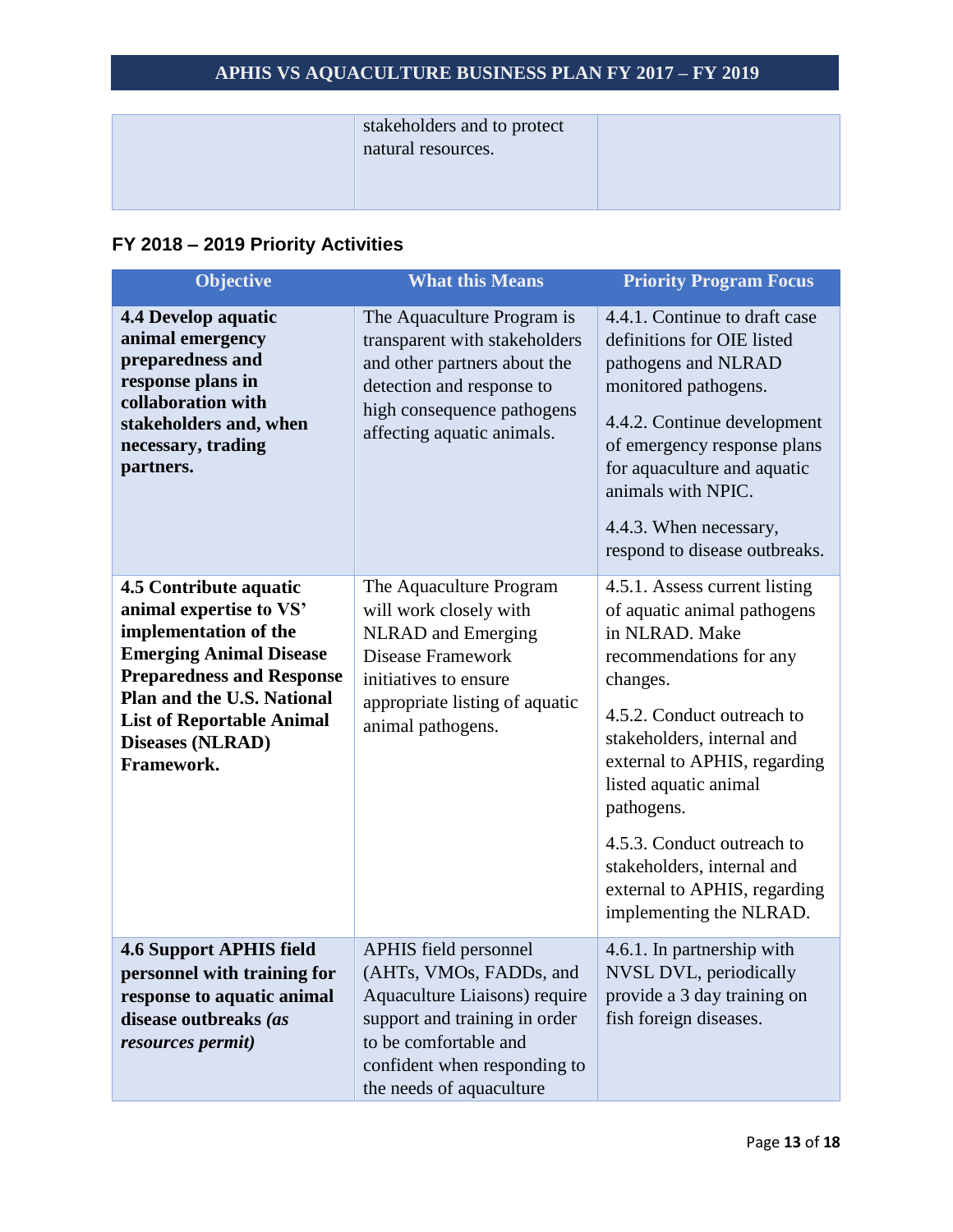| | stakeholders and to protect natural resources. | |
|---|---|---|

## FY 2018 – 2019 Priority Activities

| Objective | What this Means | Priority Program Focus |
|---|---|---|
| **4.4 Develop aquatic animal emergency preparedness and response plans in collaboration with stakeholders and, when necessary, trading partners.** | The Aquaculture Program is transparent with stakeholders and other partners about the detection and response to high consequence pathogens affecting aquatic animals. | 4.4.1. Continue to draft case definitions for OIE listed pathogens and NLRAD monitored pathogens.<br><br>4.4.2. Continue development of emergency response plans for aquaculture and aquatic animals with NPIC.<br><br>4.4.3. When necessary, respond to disease outbreaks. |
| **4.5 Contribute aquatic animal expertise to VS' implementation of the Emerging Animal Disease Preparedness and Response Plan and the U.S. National List of Reportable Animal Diseases (NLRAD) Framework.** | The Aquaculture Program will work closely with NLRAD and Emerging Disease Framework initiatives to ensure appropriate listing of aquatic animal pathogens. | 4.5.1. Assess current listing of aquatic animal pathogens in NLRAD. Make recommendations for any changes.<br><br>4.5.2. Conduct outreach to stakeholders, internal and external to APHIS, regarding listed aquatic animal pathogens.<br><br>4.5.3. Conduct outreach to stakeholders, internal and external to APHIS, regarding implementing the NLRAD. |
| **4.6 Support APHIS field personnel with training for response to aquatic animal disease outbreaks *(as resources permit)*** | APHIS field personnel (AHTs, VMOs, FADDs, and Aquaculture Liaisons) require support and training in order to be comfortable and confident when responding to the needs of aquaculture | 4.6.1. In partnership with NVSL DVL, periodically provide a 3 day training on fish foreign diseases. |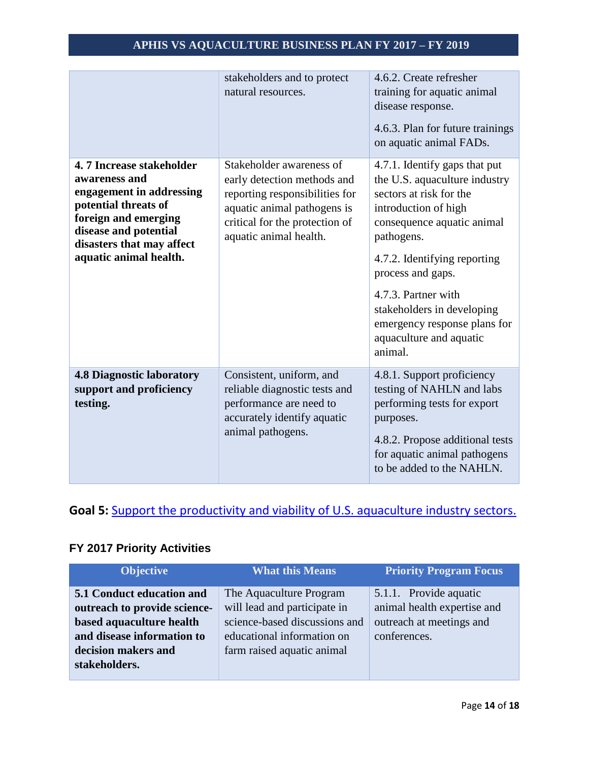| | | |
|---|---|---|
| | stakeholders and to protect natural resources. | 4.6.2. Create refresher training for aquatic animal disease response.<br><br>4.6.3. Plan for future trainings on aquatic animal FADs. |
| **4. 7 Increase stakeholder awareness and engagement in addressing potential threats of foreign and emerging disease and potential disasters that may affect aquatic animal health.** | Stakeholder awareness of early detection methods and reporting responsibilities for aquatic animal pathogens is critical for the protection of aquatic animal health. | 4.7.1. Identify gaps that put the U.S. aquaculture industry sectors at risk for the introduction of high consequence aquatic animal pathogens.<br><br>4.7.2. Identifying reporting process and gaps.<br><br>4.7.3. Partner with stakeholders in developing emergency response plans for aquaculture and aquatic animal. |
| **4.8 Diagnostic laboratory support and proficiency testing.** | Consistent, uniform, and reliable diagnostic tests and performance are need to accurately identify aquatic animal pathogens. | 4.8.1. Support proficiency testing of NAHLN and labs performing tests for export purposes.<br><br>4.8.2. Propose additional tests for aquatic animal pathogens to be added to the NAHLN. |

## Goal 5: Support the productivity and viability of U.S. aquaculture industry sectors.

### FY 2017 Priority Activities

| Objective | What this Means | Priority Program Focus |
|---|---|---|
| **5.1 Conduct education and outreach to provide science-based aquaculture health and disease information to decision makers and stakeholders.** | The Aquaculture Program will lead and participate in science-based discussions and educational information on farm raised aquatic animal | 5.1.1. Provide aquatic animal health expertise and outreach at meetings and conferences. |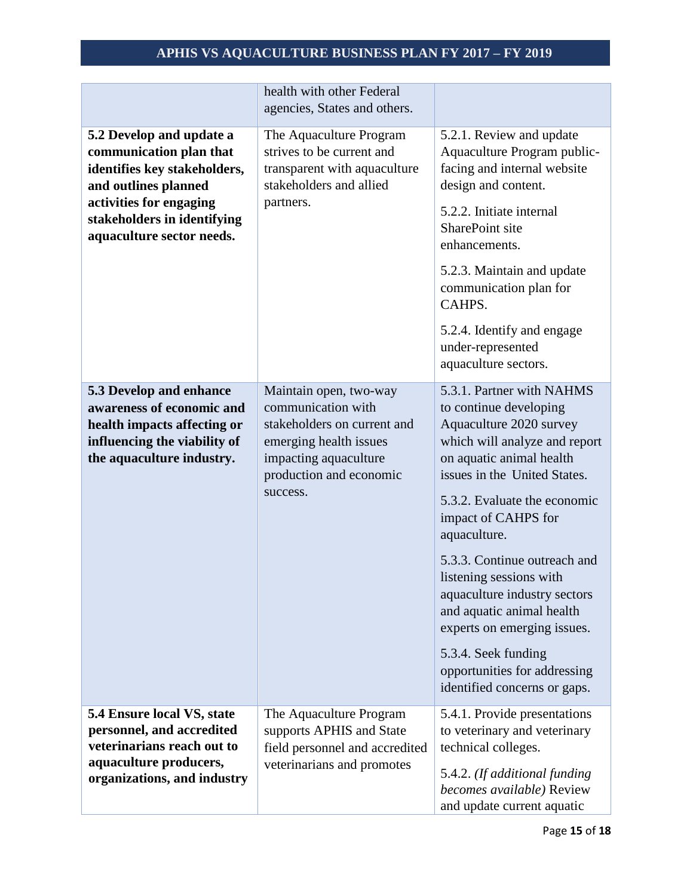| | | |
|---|---|---|
| | health with other Federal agencies, States and others. | |
| **5.2 Develop and update a communication plan that identifies key stakeholders, and outlines planned activities for engaging stakeholders in identifying aquaculture sector needs.** | The Aquaculture Program strives to be current and transparent with aquaculture stakeholders and allied partners. | 5.2.1. Review and update Aquaculture Program public-facing and internal website design and content.<br><br>5.2.2. Initiate internal SharePoint site enhancements.<br><br>5.2.3. Maintain and update communication plan for CAHPS.<br><br>5.2.4. Identify and engage under-represented aquaculture sectors. |
| **5.3 Develop and enhance awareness of economic and health impacts affecting or influencing the viability of the aquaculture industry.** | Maintain open, two-way communication with stakeholders on current and emerging health issues impacting aquaculture production and economic success. | 5.3.1. Partner with NAHMS to continue developing Aquaculture 2020 survey which will analyze and report on aquatic animal health issues in the United States.<br><br>5.3.2. Evaluate the economic impact of CAHPS for aquaculture.<br><br>5.3.3. Continue outreach and listening sessions with aquaculture industry sectors and aquatic animal health experts on emerging issues.<br><br>5.3.4. Seek funding opportunities for addressing identified concerns or gaps. |
| **5.4 Ensure local VS, state personnel, and accredited veterinarians reach out to aquaculture producers, organizations, and industry** | The Aquaculture Program supports APHIS and State field personnel and accredited veterinarians and promotes | 5.4.1. Provide presentations to veterinary and veterinary technical colleges.<br><br>5.4.2. *(If additional funding becomes available)* Review and update current aquatic |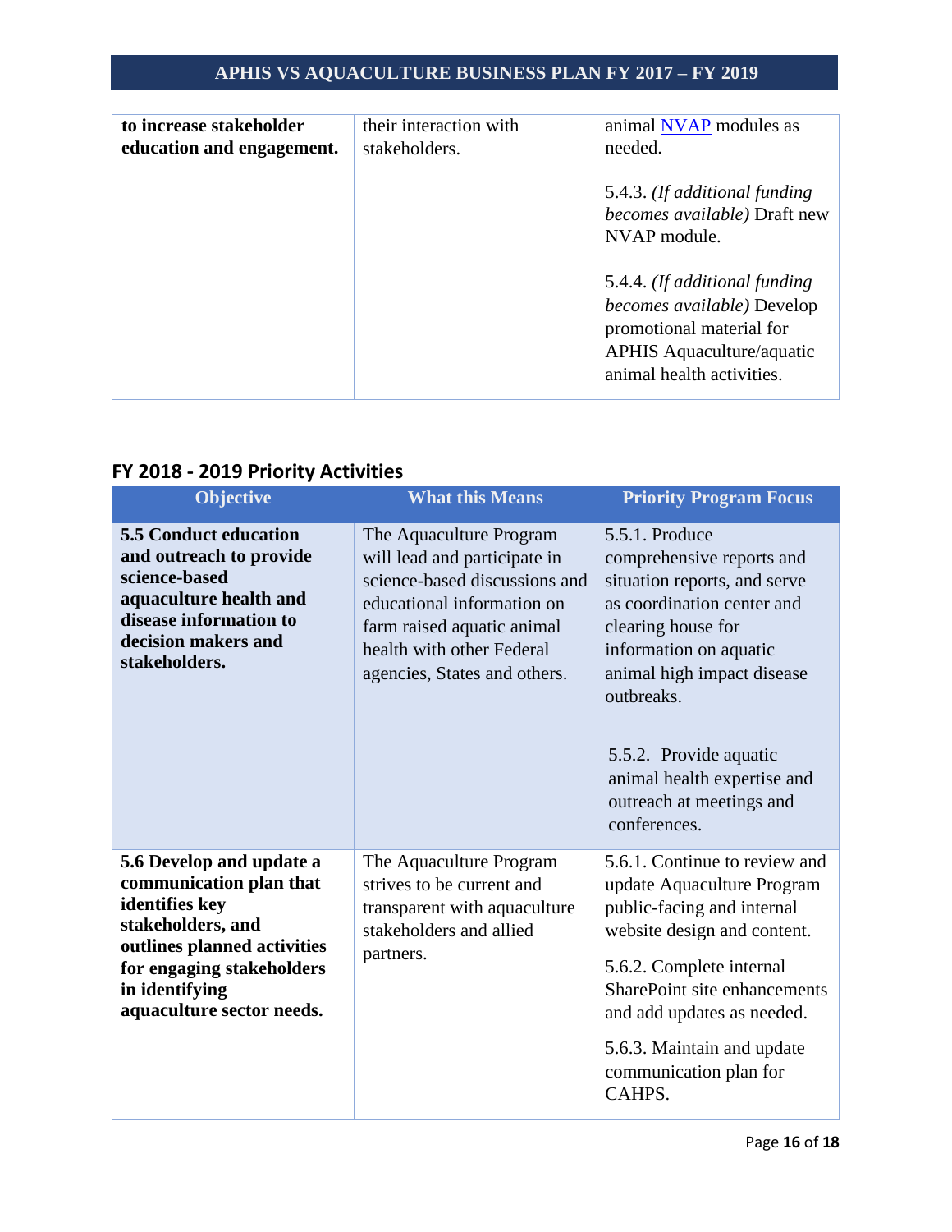| | | |
|---|---|---|
| **to increase stakeholder education and engagement.** | their interaction with stakeholders. | animal NVAP modules as needed.<br><br>5.4.3. *(If additional funding becomes available)* Draft new NVAP module.<br><br>5.4.4. *(If additional funding becomes available)* Develop promotional material for APHIS Aquaculture/aquatic animal health activities. |

## FY 2018 - 2019 Priority Activities

| Objective | What this Means | Priority Program Focus |
|---|---|---|
| **5.5 Conduct education and outreach to provide science-based aquaculture health and disease information to decision makers and stakeholders.** | The Aquaculture Program will lead and participate in science-based discussions and educational information on farm raised aquatic animal health with other Federal agencies, States and others. | 5.5.1. Produce comprehensive reports and situation reports, and serve as coordination center and clearing house for information on aquatic animal high impact disease outbreaks.<br><br>5.5.2. Provide aquatic animal health expertise and outreach at meetings and conferences. |
| **5.6 Develop and update a communication plan that identifies key stakeholders, and outlines planned activities for engaging stakeholders in identifying aquaculture sector needs.** | The Aquaculture Program strives to be current and transparent with aquaculture stakeholders and allied partners. | 5.6.1. Continue to review and update Aquaculture Program public-facing and internal website design and content.<br><br>5.6.2. Complete internal SharePoint site enhancements and add updates as needed.<br><br>5.6.3. Maintain and update communication plan for CAHPS. |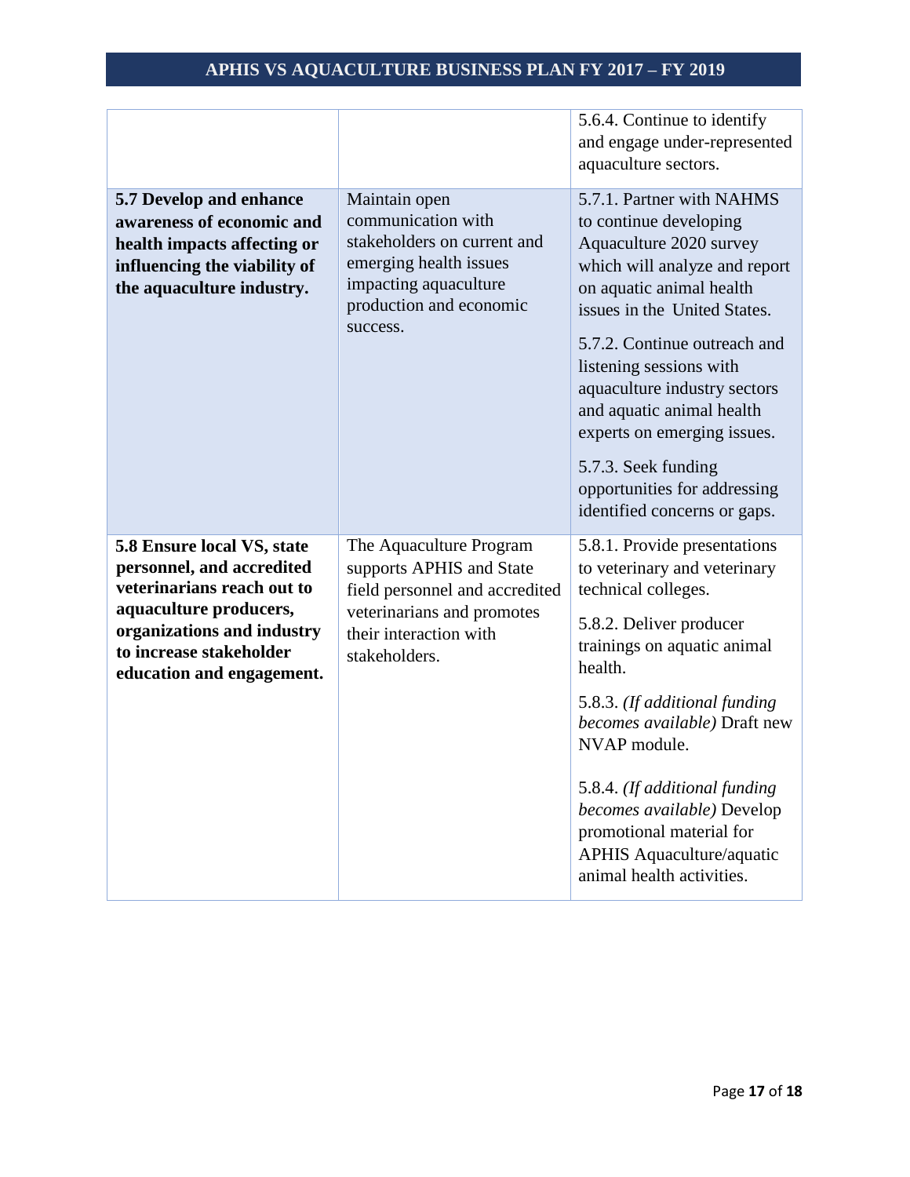| | | |
|---|---|---|
| | | 5.6.4. Continue to identify and engage under-represented aquaculture sectors. |
| **5.7 Develop and enhance awareness of economic and health impacts affecting or influencing the viability of the aquaculture industry.** | Maintain open communication with stakeholders on current and emerging health issues impacting aquaculture production and economic success. | 5.7.1. Partner with NAHMS to continue developing Aquaculture 2020 survey which will analyze and report on aquatic animal health issues in the United States.<br><br>5.7.2. Continue outreach and listening sessions with aquaculture industry sectors and aquatic animal health experts on emerging issues.<br><br>5.7.3. Seek funding opportunities for addressing identified concerns or gaps. |
| **5.8 Ensure local VS, state personnel, and accredited veterinarians reach out to aquaculture producers, organizations and industry to increase stakeholder education and engagement.** | The Aquaculture Program supports APHIS and State field personnel and accredited veterinarians and promotes their interaction with stakeholders. | 5.8.1. Provide presentations to veterinary and veterinary technical colleges.<br><br>5.8.2. Deliver producer trainings on aquatic animal health.<br><br>5.8.3. *(If additional funding becomes available)* Draft new NVAP module.<br><br>5.8.4. *(If additional funding becomes available)* Develop promotional material for APHIS Aquaculture/aquatic animal health activities. |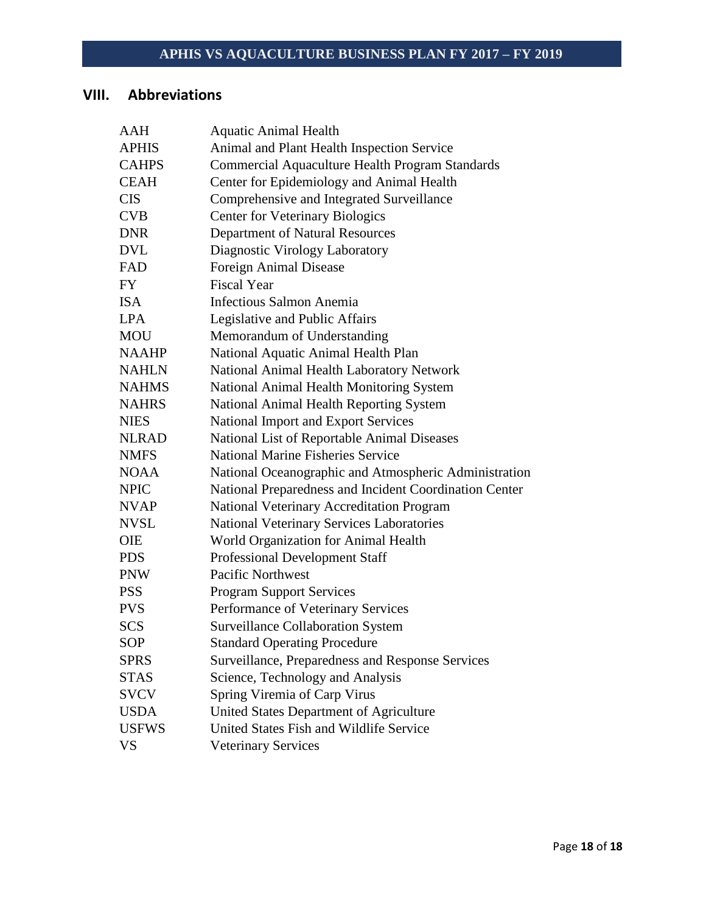## VIII. Abbreviations

| | |
|---|---|
| AAH | Aquatic Animal Health |
| APHIS | Animal and Plant Health Inspection Service |
| CAHPS | Commercial Aquaculture Health Program Standards |
| CEAH | Center for Epidemiology and Animal Health |
| CIS | Comprehensive and Integrated Surveillance |
| CVB | Center for Veterinary Biologics |
| DNR | Department of Natural Resources |
| DVL | Diagnostic Virology Laboratory |
| FAD | Foreign Animal Disease |
| FY | Fiscal Year |
| ISA | Infectious Salmon Anemia |
| LPA | Legislative and Public Affairs |
| MOU | Memorandum of Understanding |
| NAAHP | National Aquatic Animal Health Plan |
| NAHLN | National Animal Health Laboratory Network |
| NAHMS | National Animal Health Monitoring System |
| NAHRS | National Animal Health Reporting System |
| NIES | National Import and Export Services |
| NLRAD | National List of Reportable Animal Diseases |
| NMFS | National Marine Fisheries Service |
| NOAA | National Oceanographic and Atmospheric Administration |
| NPIC | National Preparedness and Incident Coordination Center |
| NVAP | National Veterinary Accreditation Program |
| NVSL | National Veterinary Services Laboratories |
| OIE | World Organization for Animal Health |
| PDS | Professional Development Staff |
| PNW | Pacific Northwest |
| PSS | Program Support Services |
| PVS | Performance of Veterinary Services |
| SCS | Surveillance Collaboration System |
| SOP | Standard Operating Procedure |
| SPRS | Surveillance, Preparedness and Response Services |
| STAS | Science, Technology and Analysis |
| SVCV | Spring Viremia of Carp Virus |
| USDA | United States Department of Agriculture |
| USFWS | United States Fish and Wildlife Service |
| VS | Veterinary Services |